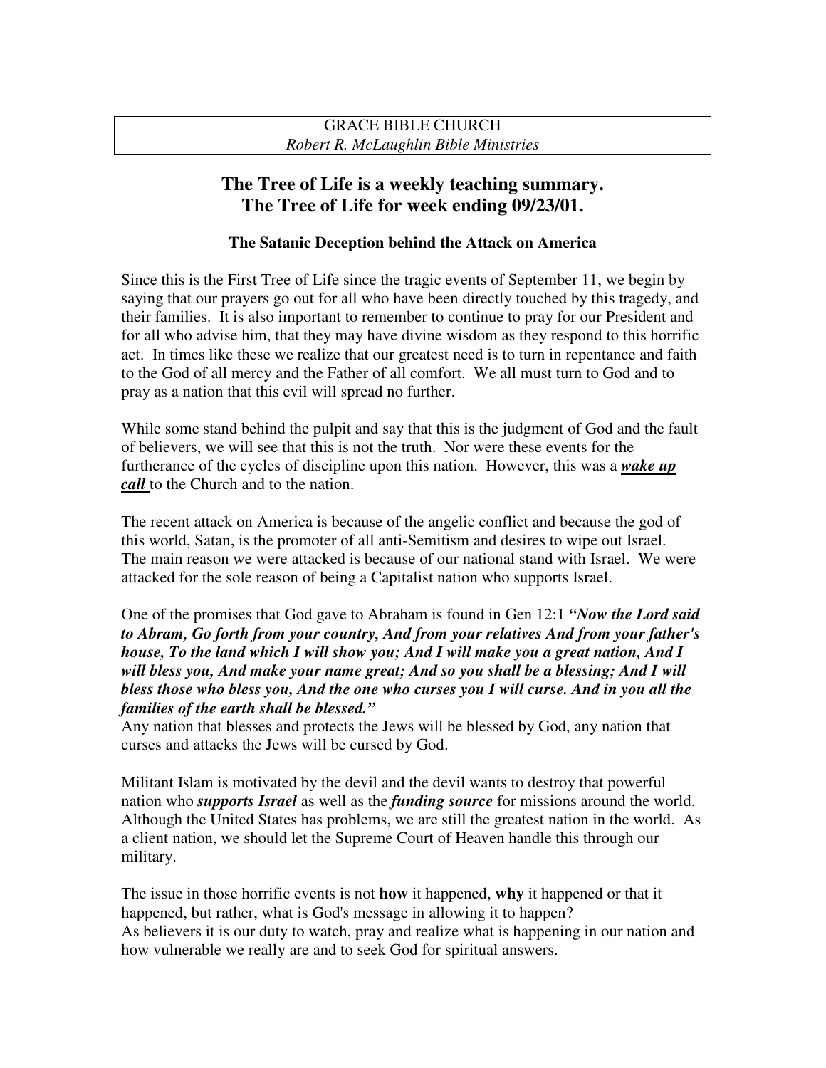GRACE BIBLE CHURCH
*Robert R. McLaughlin Bible Ministries*

# The Tree of Life is a weekly teaching summary. The Tree of Life for week ending 09/23/01.

## The Satanic Deception behind the Attack on America

Since this is the First Tree of Life since the tragic events of September 11, we begin by saying that our prayers go out for all who have been directly touched by this tragedy, and their families. It is also important to remember to continue to pray for our President and for all who advise him, that they may have divine wisdom as they respond to this horrific act. In times like these we realize that our greatest need is to turn in repentance and faith to the God of all mercy and the Father of all comfort. We all must turn to God and to pray as a nation that this evil will spread no further.

While some stand behind the pulpit and say that this is the judgment of God and the fault of believers, we will see that this is not the truth. Nor were these events for the furtherance of the cycles of discipline upon this nation. However, this was a ***wake up call*** to the Church and to the nation.

The recent attack on America is because of the angelic conflict and because the god of this world, Satan, is the promoter of all anti-Semitism and desires to wipe out Israel. The main reason we were attacked is because of our national stand with Israel. We were attacked for the sole reason of being a Capitalist nation who supports Israel.

One of the promises that God gave to Abraham is found in Gen 12:1 ***"Now the Lord said to Abram, Go forth from your country, And from your relatives And from your father's house, To the land which I will show you; And I will make you a great nation, And I will bless you, And make your name great; And so you shall be a blessing; And I will bless those who bless you, And the one who curses you I will curse. And in you all the families of the earth shall be blessed."***
Any nation that blesses and protects the Jews will be blessed by God, any nation that curses and attacks the Jews will be cursed by God.

Militant Islam is motivated by the devil and the devil wants to destroy that powerful nation who ***supports Israel*** as well as the ***funding source*** for missions around the world. Although the United States has problems, we are still the greatest nation in the world. As a client nation, we should let the Supreme Court of Heaven handle this through our military.

The issue in those horrific events is not **how** it happened, **why** it happened or that it happened, but rather, what is God's message in allowing it to happen?
As believers it is our duty to watch, pray and realize what is happening in our nation and how vulnerable we really are and to seek God for spiritual answers.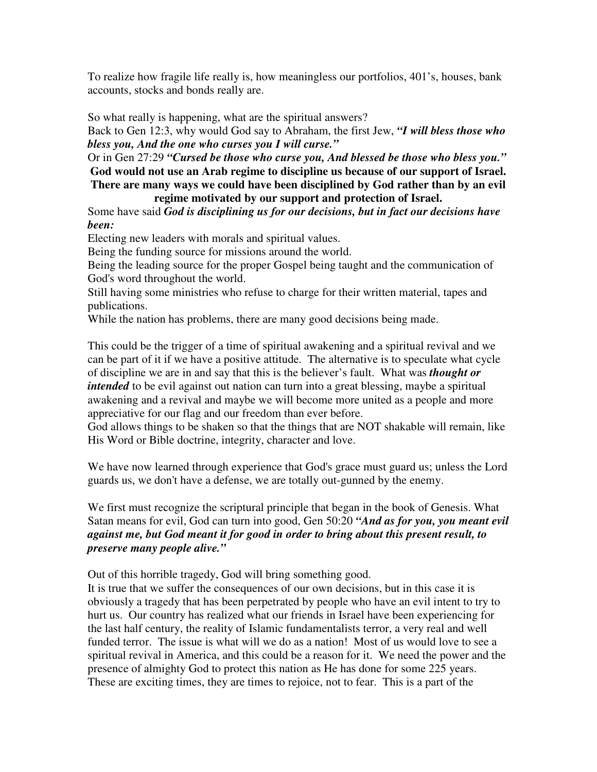To realize how fragile life really is, how meaningless our portfolios, 401's, houses, bank accounts, stocks and bonds really are.

So what really is happening, what are the spiritual answers?
Back to Gen 12:3, why would God say to Abraham, the first Jew, ***"I will bless those who bless you, And the one who curses you I will curse."***
Or in Gen 27:29 ***"Cursed be those who curse you, And blessed be those who bless you."***

**God would not use an Arab regime to discipline us because of our support of Israel. There are many ways we could have been disciplined by God rather than by an evil regime motivated by our support and protection of Israel.**

Some have said ***God is disciplining us for our decisions, but in fact our decisions have been:***
Electing new leaders with morals and spiritual values.
Being the funding source for missions around the world.
Being the leading source for the proper Gospel being taught and the communication of God's word throughout the world.
Still having some ministries who refuse to charge for their written material, tapes and publications.
While the nation has problems, there are many good decisions being made.

This could be the trigger of a time of spiritual awakening and a spiritual revival and we can be part of it if we have a positive attitude. The alternative is to speculate what cycle of discipline we are in and say that this is the believer's fault. What was ***thought or intended*** to be evil against out nation can turn into a great blessing, maybe a spiritual awakening and a revival and maybe we will become more united as a people and more appreciative for our flag and our freedom than ever before.
God allows things to be shaken so that the things that are NOT shakable will remain, like His Word or Bible doctrine, integrity, character and love.

We have now learned through experience that God's grace must guard us; unless the Lord guards us, we don't have a defense, we are totally out-gunned by the enemy.

We first must recognize the scriptural principle that began in the book of Genesis. What Satan means for evil, God can turn into good, Gen 50:20 ***"And as for you, you meant evil against me, but God meant it for good in order to bring about this present result, to preserve many people alive."***

Out of this horrible tragedy, God will bring something good.
It is true that we suffer the consequences of our own decisions, but in this case it is obviously a tragedy that has been perpetrated by people who have an evil intent to try to hurt us. Our country has realized what our friends in Israel have been experiencing for the last half century, the reality of Islamic fundamentalists terror, a very real and well funded terror. The issue is what will we do as a nation! Most of us would love to see a spiritual revival in America, and this could be a reason for it. We need the power and the presence of almighty God to protect this nation as He has done for some 225 years. These are exciting times, they are times to rejoice, not to fear. This is a part of the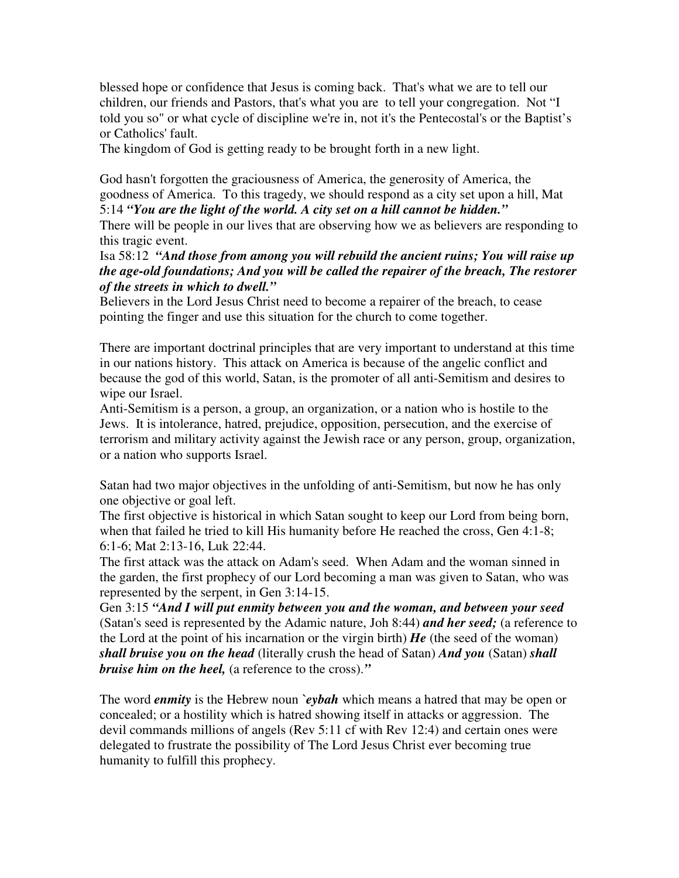blessed hope or confidence that Jesus is coming back. That's what we are to tell our children, our friends and Pastors, that's what you are to tell your congregation. Not "I told you so" or what cycle of discipline we're in, not it's the Pentecostal's or the Baptist's or Catholics' fault.

The kingdom of God is getting ready to be brought forth in a new light.

God hasn't forgotten the graciousness of America, the generosity of America, the goodness of America. To this tragedy, we should respond as a city set upon a hill, Mat 5:14 ***"You are the light of the world. A city set on a hill cannot be hidden."***

There will be people in our lives that are observing how we as believers are responding to this tragic event.

Isa 58:12 ***"And those from among you will rebuild the ancient ruins; You will raise up the age-old foundations; And you will be called the repairer of the breach, The restorer of the streets in which to dwell."***

Believers in the Lord Jesus Christ need to become a repairer of the breach, to cease pointing the finger and use this situation for the church to come together.

There are important doctrinal principles that are very important to understand at this time in our nations history. This attack on America is because of the angelic conflict and because the god of this world, Satan, is the promoter of all anti-Semitism and desires to wipe our Israel.

Anti-Semitism is a person, a group, an organization, or a nation who is hostile to the Jews. It is intolerance, hatred, prejudice, opposition, persecution, and the exercise of terrorism and military activity against the Jewish race or any person, group, organization, or a nation who supports Israel.

Satan had two major objectives in the unfolding of anti-Semitism, but now he has only one objective or goal left.

The first objective is historical in which Satan sought to keep our Lord from being born, when that failed he tried to kill His humanity before He reached the cross, Gen 4:1-8; 6:1-6; Mat 2:13-16, Luk 22:44.

The first attack was the attack on Adam's seed. When Adam and the woman sinned in the garden, the first prophecy of our Lord becoming a man was given to Satan, who was represented by the serpent, in Gen 3:14-15.

Gen 3:15 ***"And I will put enmity between you and the woman, and between your seed*** (Satan's seed is represented by the Adamic nature, Joh 8:44) ***and her seed;*** (a reference to the Lord at the point of his incarnation or the virgin birth) ***He*** (the seed of the woman) ***shall bruise you on the head*** (literally crush the head of Satan) ***And you*** (Satan) ***shall bruise him on the heel,*** (a reference to the cross).***"***

The word ***enmity*** is the Hebrew noun ***`eybah*** which means a hatred that may be open or concealed; or a hostility which is hatred showing itself in attacks or aggression. The devil commands millions of angels (Rev 5:11 cf with Rev 12:4) and certain ones were delegated to frustrate the possibility of The Lord Jesus Christ ever becoming true humanity to fulfill this prophecy.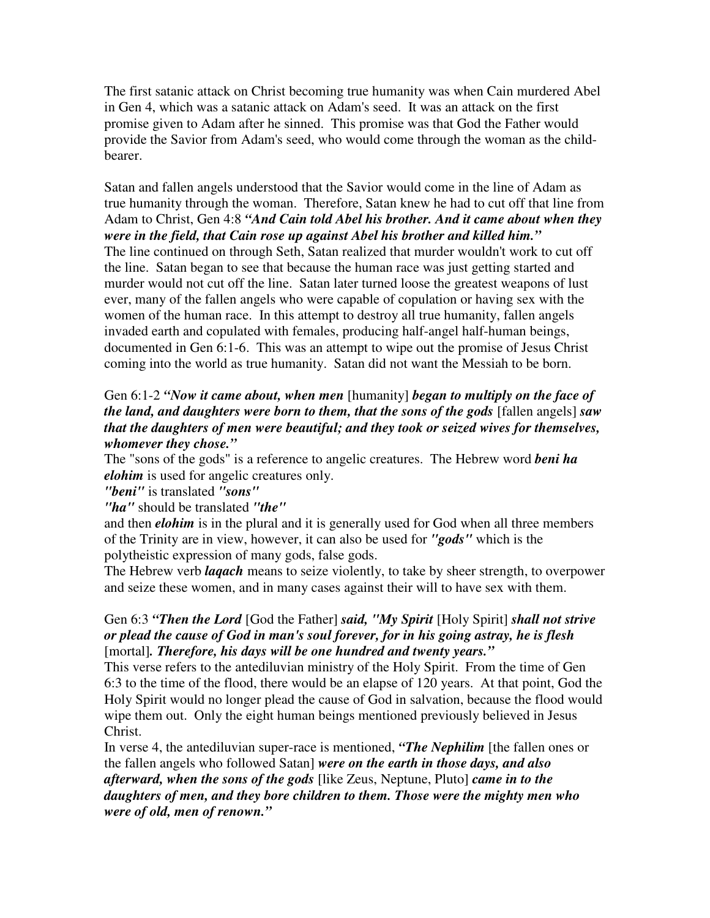The first satanic attack on Christ becoming true humanity was when Cain murdered Abel in Gen 4, which was a satanic attack on Adam's seed. It was an attack on the first promise given to Adam after he sinned. This promise was that God the Father would provide the Savior from Adam's seed, who would come through the woman as the child-bearer.

Satan and fallen angels understood that the Savior would come in the line of Adam as true humanity through the woman. Therefore, Satan knew he had to cut off that line from Adam to Christ, Gen 4:8 ***"And Cain told Abel his brother. And it came about when they were in the field, that Cain rose up against Abel his brother and killed him."***
The line continued on through Seth, Satan realized that murder wouldn't work to cut off the line. Satan began to see that because the human race was just getting started and murder would not cut off the line. Satan later turned loose the greatest weapons of lust ever, many of the fallen angels who were capable of copulation or having sex with the women of the human race. In this attempt to destroy all true humanity, fallen angels invaded earth and copulated with females, producing half-angel half-human beings, documented in Gen 6:1-6. This was an attempt to wipe out the promise of Jesus Christ coming into the world as true humanity. Satan did not want the Messiah to be born.

Gen 6:1-2 ***"Now it came about, when men*** [humanity] ***began to multiply on the face of the land, and daughters were born to them, that the sons of the gods*** [fallen angels] ***saw that the daughters of men were beautiful; and they took or seized wives for themselves, whomever they chose."***
The "sons of the gods" is a reference to angelic creatures. The Hebrew word ***beni ha elohim*** is used for angelic creatures only.
***"beni"*** is translated ***"sons"***
***"ha"*** should be translated ***"the"***
and then ***elohim*** is in the plural and it is generally used for God when all three members of the Trinity are in view, however, it can also be used for ***"gods"*** which is the polytheistic expression of many gods, false gods.
The Hebrew verb ***laqach*** means to seize violently, to take by sheer strength, to overpower and seize these women, and in many cases against their will to have sex with them.

Gen 6:3 ***"Then the Lord*** [God the Father] ***said, "My Spirit*** [Holy Spirit] ***shall not strive or plead the cause of God in man's soul forever, for in his going astray, he is flesh*** [mortal]***. Therefore, his days will be one hundred and twenty years."***
This verse refers to the antediluvian ministry of the Holy Spirit. From the time of Gen 6:3 to the time of the flood, there would be an elapse of 120 years. At that point, God the Holy Spirit would no longer plead the cause of God in salvation, because the flood would wipe them out. Only the eight human beings mentioned previously believed in Jesus Christ.
In verse 4, the antediluvian super-race is mentioned, ***"The Nephilim*** [the fallen ones or the fallen angels who followed Satan] ***were on the earth in those days, and also afterward, when the sons of the gods*** [like Zeus, Neptune, Pluto] ***came in to the daughters of men, and they bore children to them. Those were the mighty men who were of old, men of renown."***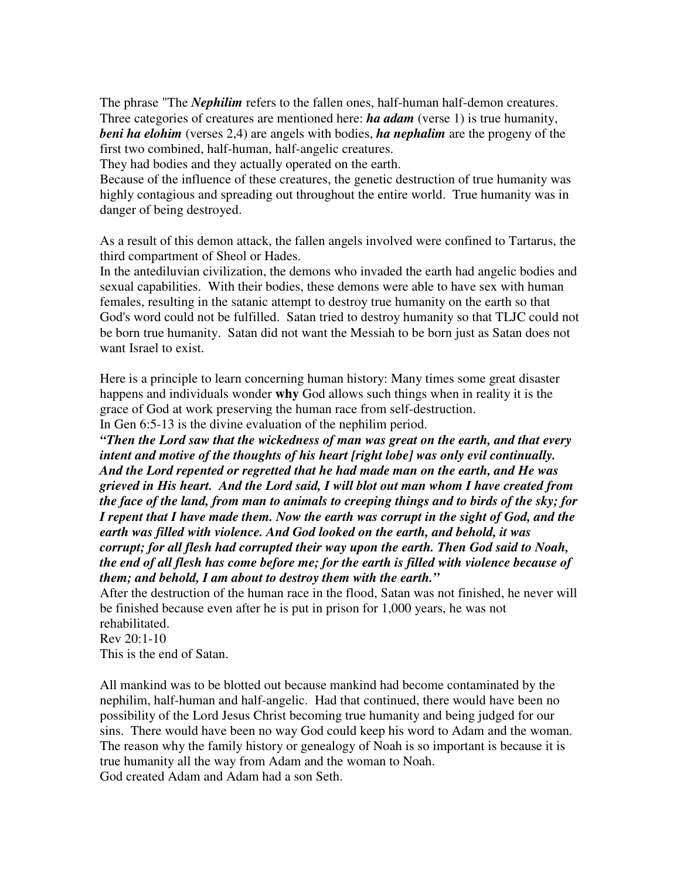The phrase "The ***Nephilim*** refers to the fallen ones, half-human half-demon creatures. Three categories of creatures are mentioned here: ***ha adam*** (verse 1) is true humanity, ***beni ha elohim*** (verses 2,4) are angels with bodies, ***ha nephalim*** are the progeny of the first two combined, half-human, half-angelic creatures.
They had bodies and they actually operated on the earth.
Because of the influence of these creatures, the genetic destruction of true humanity was highly contagious and spreading out throughout the entire world. True humanity was in danger of being destroyed.

As a result of this demon attack, the fallen angels involved were confined to Tartarus, the third compartment of Sheol or Hades.
In the antediluvian civilization, the demons who invaded the earth had angelic bodies and sexual capabilities. With their bodies, these demons were able to have sex with human females, resulting in the satanic attempt to destroy true humanity on the earth so that God's word could not be fulfilled. Satan tried to destroy humanity so that TLJC could not be born true humanity. Satan did not want the Messiah to be born just as Satan does not want Israel to exist.

Here is a principle to learn concerning human history: Many times some great disaster happens and individuals wonder **why** God allows such things when in reality it is the grace of God at work preserving the human race from self-destruction.
In Gen 6:5-13 is the divine evaluation of the nephilim period.
***"Then the Lord saw that the wickedness of man was great on the earth, and that every intent and motive of the thoughts of his heart [right lobe] was only evil continually. And the Lord repented or regretted that he had made man on the earth, and He was grieved in His heart. And the Lord said, I will blot out man whom I have created from the face of the land, from man to animals to creeping things and to birds of the sky; for I repent that I have made them. Now the earth was corrupt in the sight of God, and the earth was filled with violence. And God looked on the earth, and behold, it was corrupt; for all flesh had corrupted their way upon the earth. Then God said to Noah, the end of all flesh has come before me; for the earth is filled with violence because of them; and behold, I am about to destroy them with the earth."***
After the destruction of the human race in the flood, Satan was not finished, he never will be finished because even after he is put in prison for 1,000 years, he was not rehabilitated.
Rev 20:1-10
This is the end of Satan.

All mankind was to be blotted out because mankind had become contaminated by the nephilim, half-human and half-angelic. Had that continued, there would have been no possibility of the Lord Jesus Christ becoming true humanity and being judged for our sins. There would have been no way God could keep his word to Adam and the woman. The reason why the family history or genealogy of Noah is so important is because it is true humanity all the way from Adam and the woman to Noah.
God created Adam and Adam had a son Seth.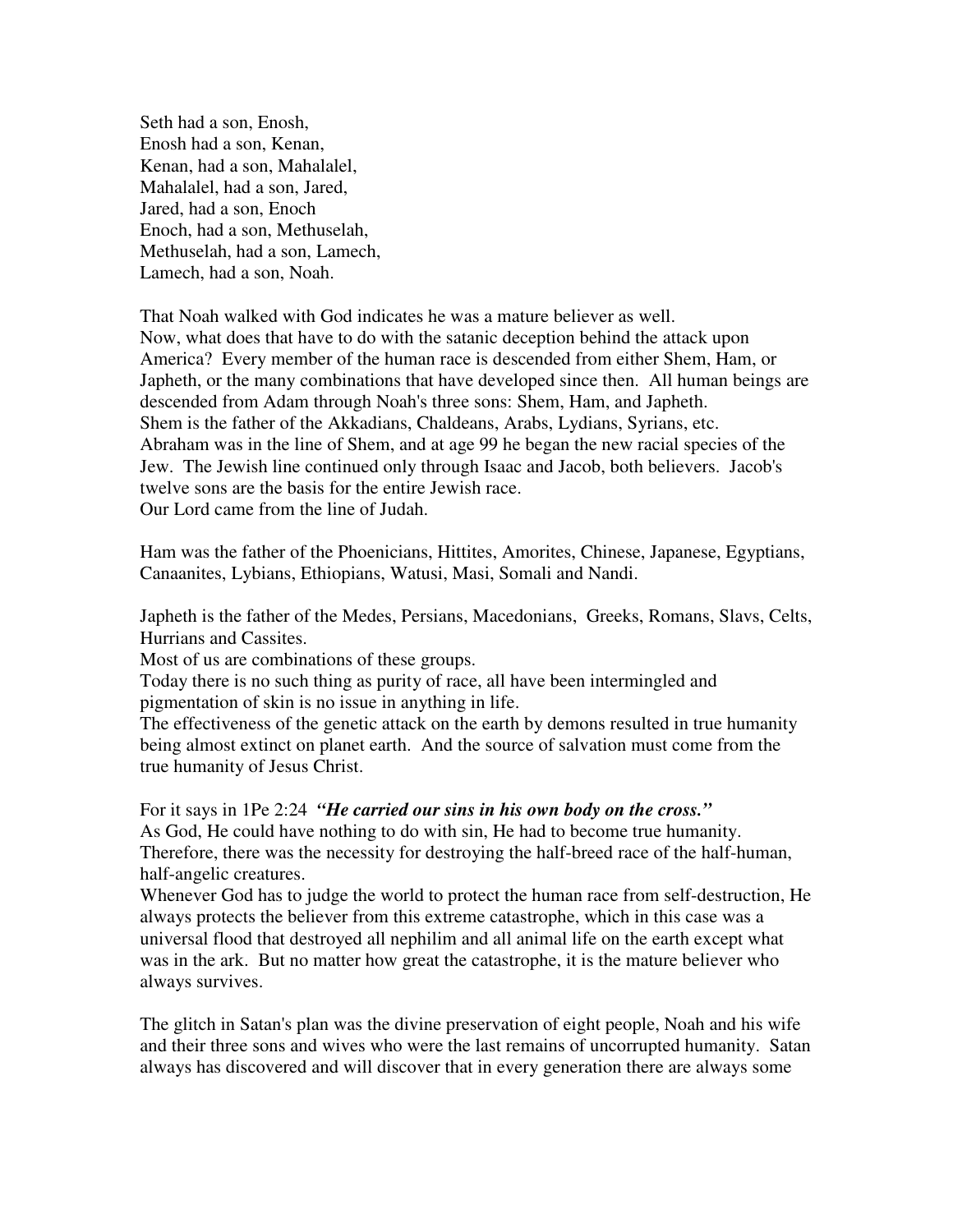Seth had a son, Enosh,  
Enosh had a son, Kenan,  
Kenan, had a son, Mahalalel,  
Mahalalel, had a son, Jared,  
Jared, had a son, Enoch  
Enoch, had a son, Methuselah,  
Methuselah, had a son, Lamech,  
Lamech, had a son, Noah.

That Noah walked with God indicates he was a mature believer as well.  
Now, what does that have to do with the satanic deception behind the attack upon America? Every member of the human race is descended from either Shem, Ham, or Japheth, or the many combinations that have developed since then. All human beings are descended from Adam through Noah's three sons: Shem, Ham, and Japheth.  
Shem is the father of the Akkadians, Chaldeans, Arabs, Lydians, Syrians, etc.  
Abraham was in the line of Shem, and at age 99 he began the new racial species of the Jew. The Jewish line continued only through Isaac and Jacob, both believers. Jacob's twelve sons are the basis for the entire Jewish race.  
Our Lord came from the line of Judah.

Ham was the father of the Phoenicians, Hittites, Amorites, Chinese, Japanese, Egyptians, Canaanites, Lybians, Ethiopians, Watusi, Masi, Somali and Nandi.

Japheth is the father of the Medes, Persians, Macedonians, Greeks, Romans, Slavs, Celts, Hurrians and Cassites.  
Most of us are combinations of these groups.  
Today there is no such thing as purity of race, all have been intermingled and pigmentation of skin is no issue in anything in life.  
The effectiveness of the genetic attack on the earth by demons resulted in true humanity being almost extinct on planet earth. And the source of salvation must come from the true humanity of Jesus Christ.

For it says in 1Pe 2:24 ***"He carried our sins in his own body on the cross."***  
As God, He could have nothing to do with sin, He had to become true humanity.  
Therefore, there was the necessity for destroying the half-breed race of the half-human, half-angelic creatures.  
Whenever God has to judge the world to protect the human race from self-destruction, He always protects the believer from this extreme catastrophe, which in this case was a universal flood that destroyed all nephilim and all animal life on the earth except what was in the ark. But no matter how great the catastrophe, it is the mature believer who always survives.

The glitch in Satan's plan was the divine preservation of eight people, Noah and his wife and their three sons and wives who were the last remains of uncorrupted humanity. Satan always has discovered and will discover that in every generation there are always some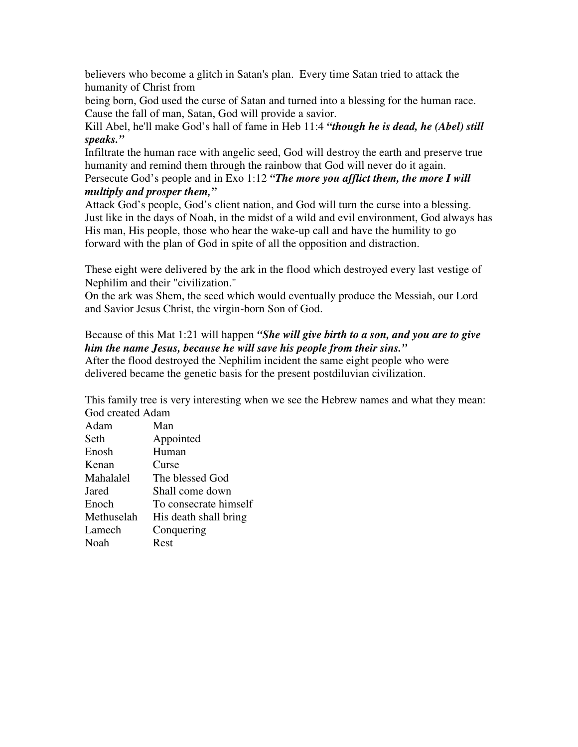believers who become a glitch in Satan's plan. Every time Satan tried to attack the humanity of Christ from being born, God used the curse of Satan and turned into a blessing for the human race.

Cause the fall of man, Satan, God will provide a savior.

Kill Abel, he'll make God's hall of fame in Heb 11:4 ***"though he is dead, he (Abel) still speaks."***

Infiltrate the human race with angelic seed, God will destroy the earth and preserve true humanity and remind them through the rainbow that God will never do it again.

Persecute God's people and in Exo 1:12 ***"The more you afflict them, the more I will multiply and prosper them,"***

Attack God's people, God's client nation, and God will turn the curse into a blessing.

Just like in the days of Noah, in the midst of a wild and evil environment, God always has His man, His people, those who hear the wake-up call and have the humility to go forward with the plan of God in spite of all the opposition and distraction.

These eight were delivered by the ark in the flood which destroyed every last vestige of Nephilim and their "civilization."

On the ark was Shem, the seed which would eventually produce the Messiah, our Lord and Savior Jesus Christ, the virgin-born Son of God.

Because of this Mat 1:21 will happen ***"She will give birth to a son, and you are to give him the name Jesus, because he will save his people from their sins."***

After the flood destroyed the Nephilim incident the same eight people who were delivered became the genetic basis for the present postdiluvian civilization.

This family tree is very interesting when we see the Hebrew names and what they mean:

God created Adam

| | |
|---|---|
| Adam | Man |
| Seth | Appointed |
| Enosh | Human |
| Kenan | Curse |
| Mahalalel | The blessed God |
| Jared | Shall come down |
| Enoch | To consecrate himself |
| Methuselah | His death shall bring |
| Lamech | Conquering |
| Noah | Rest |